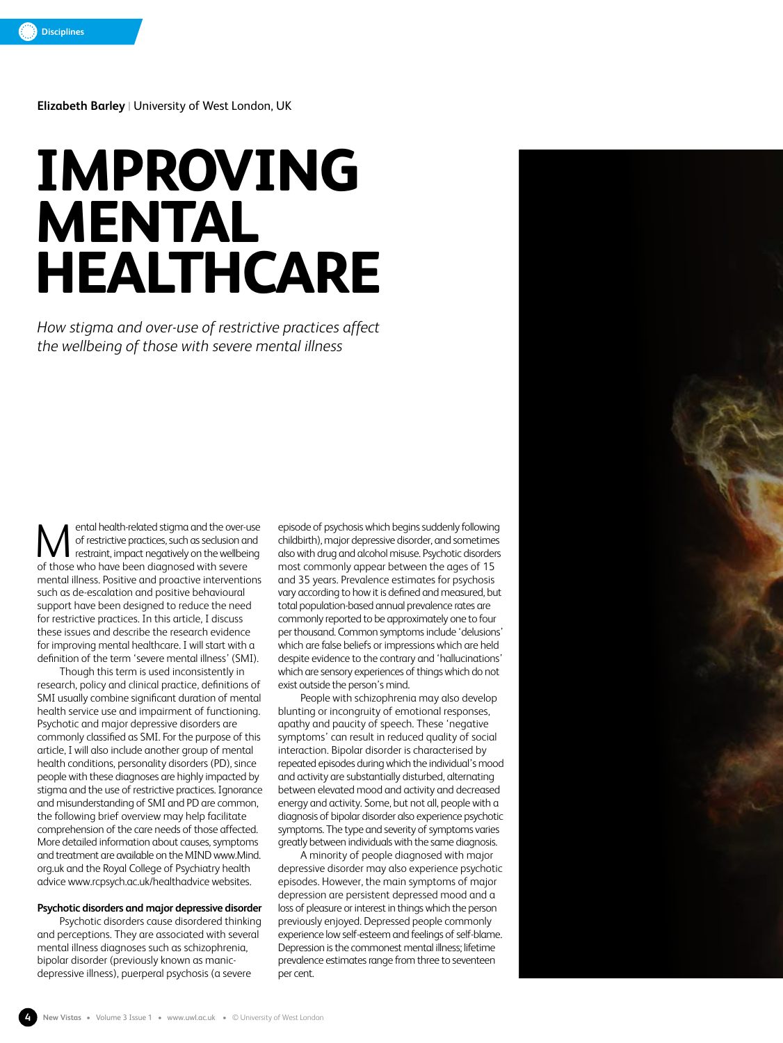Elizabeth Barley | University of West London, UK

# IMPROVING MENTAL HEALTHCARE

*How stigma and over-use of restrictive practices affect the wellbeing of those with severe mental illness*

Mental health-related stigma and the over-use of restrictive practices, such as seclusion and restraint, impact negatively on the wellbeing of those who have been diagnosed with severe mental illness. Positive and proactive interventions such as de-escalation and positive behavioural support have been designed to reduce the need for restrictive practices. In this article, I discuss these issues and describe the research evidence for improving mental healthcare. I will start with a definition of the term 'severe mental illness' (SMI).

Though this term is used inconsistently in research, policy and clinical practice, definitions of SMI usually combine significant duration of mental health service use and impairment of functioning. Psychotic and major depressive disorders are commonly classified as SMI. For the purpose of this article, I will also include another group of mental health conditions, personality disorders (PD), since people with these diagnoses are highly impacted by stigma and the use of restrictive practices. Ignorance and misunderstanding of SMI and PD are common, the following brief overview may help facilitate comprehension of the care needs of those affected. More detailed information about causes, symptoms and treatment are available on the MIND www.Mind.org.uk and the Royal College of Psychiatry health advice www.rcpsych.ac.uk/healthadvice websites.

**Psychotic disorders and major depressive disorder**

Psychotic disorders cause disordered thinking and perceptions. They are associated with several mental illness diagnoses such as schizophrenia, bipolar disorder (previously known as manic-depressive illness), puerperal psychosis (a severe episode of psychosis which begins suddenly following childbirth), major depressive disorder, and sometimes also with drug and alcohol misuse. Psychotic disorders most commonly appear between the ages of 15 and 35 years. Prevalence estimates for psychosis vary according to how it is defined and measured, but total population-based annual prevalence rates are commonly reported to be approximately one to four per thousand. Common symptoms include 'delusions' which are false beliefs or impressions which are held despite evidence to the contrary and 'hallucinations' which are sensory experiences of things which do not exist outside the person's mind.

People with schizophrenia may also develop blunting or incongruity of emotional responses, apathy and paucity of speech. These 'negative symptoms' can result in reduced quality of social interaction. Bipolar disorder is characterised by repeated episodes during which the individual's mood and activity are substantially disturbed, alternating between elevated mood and activity and decreased energy and activity. Some, but not all, people with a diagnosis of bipolar disorder also experience psychotic symptoms. The type and severity of symptoms varies greatly between individuals with the same diagnosis.

A minority of people diagnosed with major depressive disorder may also experience psychotic episodes. However, the main symptoms of major depression are persistent depressed mood and a loss of pleasure or interest in things which the person previously enjoyed. Depressed people commonly experience low self-esteem and feelings of self-blame. Depression is the commonest mental illness; lifetime prevalence estimates range from three to seventeen per cent.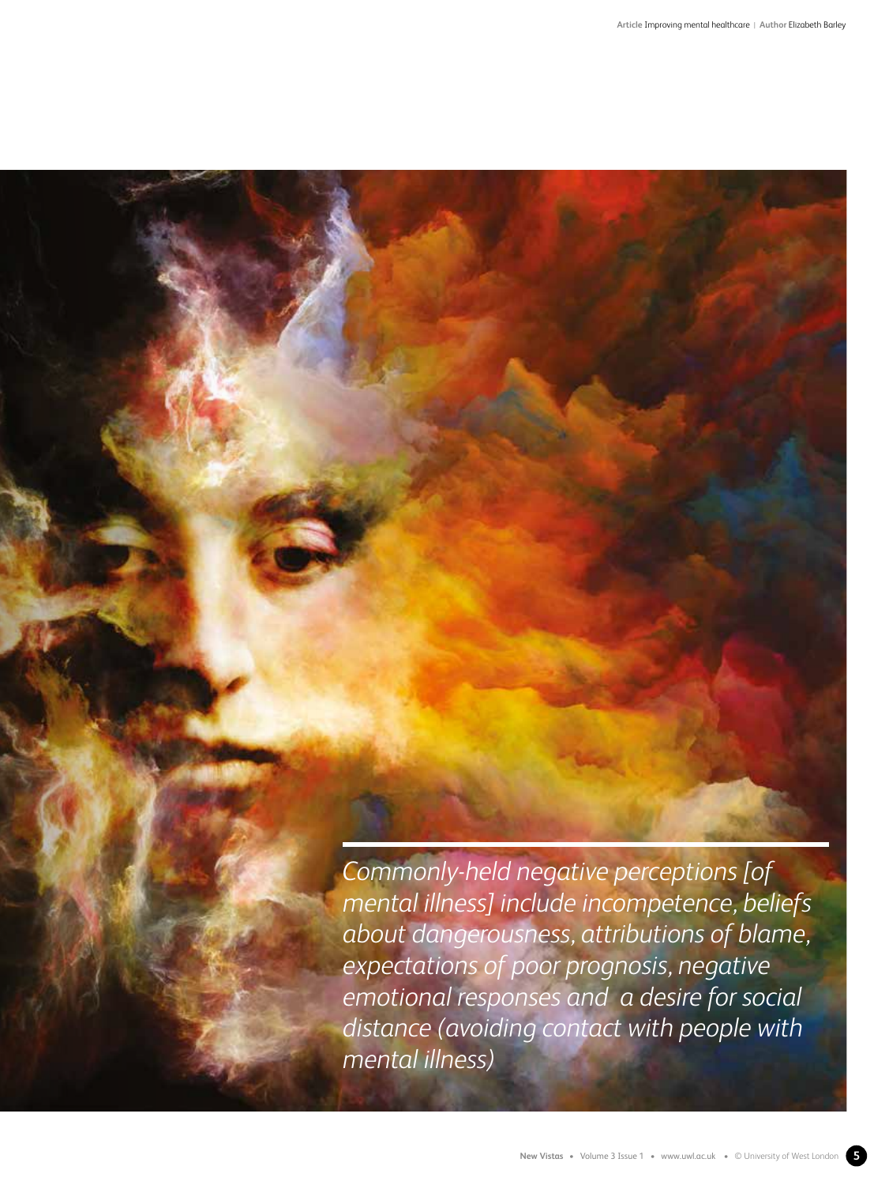*Commonly-held negative perceptions [of mental illness] include incompetence, beliefs about dangerousness, attributions of blame, expectations of poor prognosis, negative emotional responses and a desire for social distance (avoiding contact with people with mental illness)*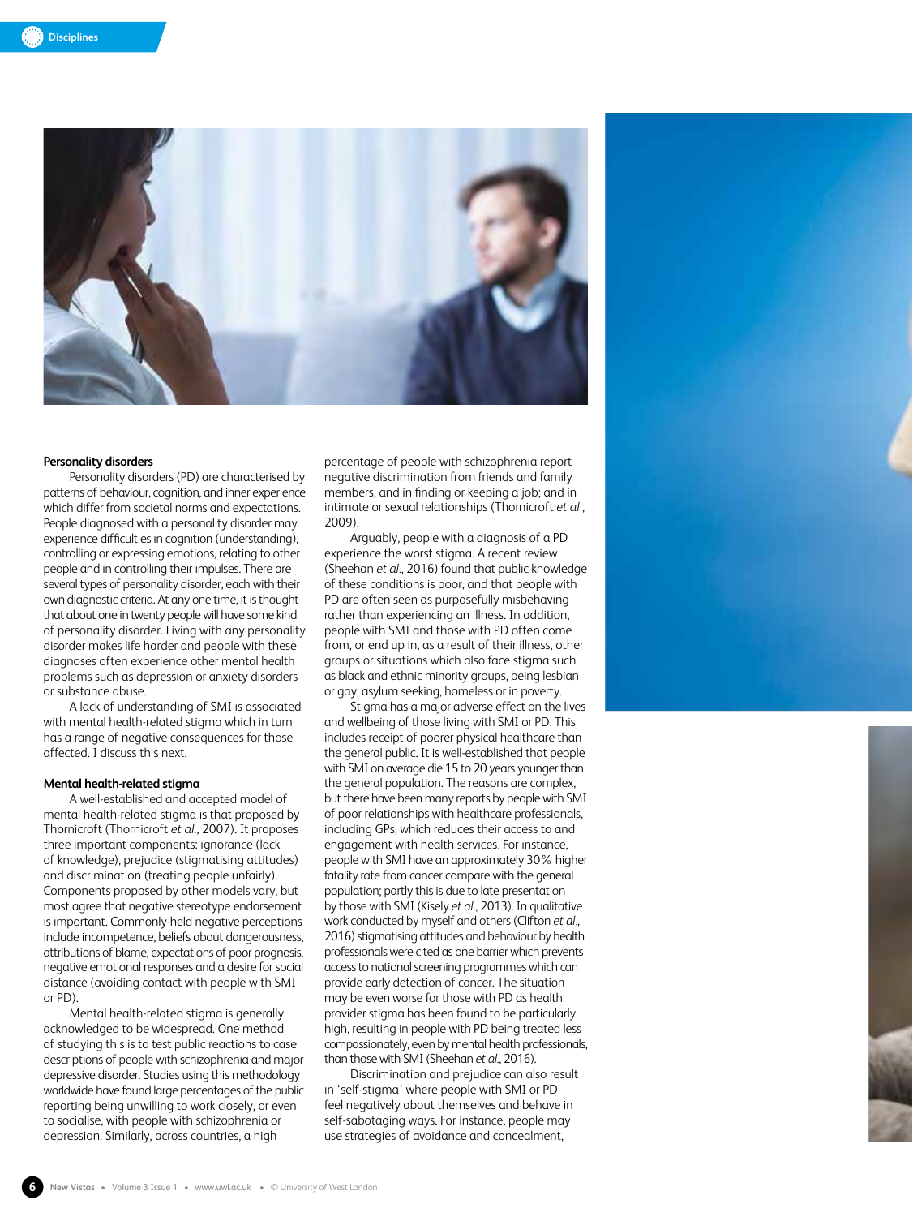### Personality disorders

Personality disorders (PD) are characterised by patterns of behaviour, cognition, and inner experience which differ from societal norms and expectations. People diagnosed with a personality disorder may experience difficulties in cognition (understanding), controlling or expressing emotions, relating to other people and in controlling their impulses. There are several types of personality disorder, each with their own diagnostic criteria. At any one time, it is thought that about one in twenty people will have some kind of personality disorder. Living with any personality disorder makes life harder and people with these diagnoses often experience other mental health problems such as depression or anxiety disorders or substance abuse.

A lack of understanding of SMI is associated with mental health-related stigma which in turn has a range of negative consequences for those affected. I discuss this next.

### Mental health-related stigma

A well-established and accepted model of mental health-related stigma is that proposed by Thornicroft (Thornicroft *et al.*, 2007). It proposes three important components: ignorance (lack of knowledge), prejudice (stigmatising attitudes) and discrimination (treating people unfairly). Components proposed by other models vary, but most agree that negative stereotype endorsement is important. Commonly-held negative perceptions include incompetence, beliefs about dangerousness, attributions of blame, expectations of poor prognosis, negative emotional responses and a desire for social distance (avoiding contact with people with SMI or PD).

Mental health-related stigma is generally acknowledged to be widespread. One method of studying this is to test public reactions to case descriptions of people with schizophrenia and major depressive disorder. Studies using this methodology worldwide have found large percentages of the public reporting being unwilling to work closely, or even to socialise, with people with schizophrenia or depression. Similarly, across countries, a high percentage of people with schizophrenia report negative discrimination from friends and family members, and in finding or keeping a job; and in intimate or sexual relationships (Thornicroft *et al.*, 2009).

Arguably, people with a diagnosis of a PD experience the worst stigma. A recent review (Sheehan *et al.*, 2016) found that public knowledge of these conditions is poor, and that people with PD are often seen as purposefully misbehaving rather than experiencing an illness. In addition, people with SMI and those with PD often come from, or end up in, as a result of their illness, other groups or situations which also face stigma such as black and ethnic minority groups, being lesbian or gay, asylum seeking, homeless or in poverty.

Stigma has a major adverse effect on the lives and wellbeing of those living with SMI or PD. This includes receipt of poorer physical healthcare than the general public. It is well-established that people with SMI on average die 15 to 20 years younger than the general population. The reasons are complex, but there have been many reports by people with SMI of poor relationships with healthcare professionals, including GPs, which reduces their access to and engagement with health services. For instance, people with SMI have an approximately 30% higher fatality rate from cancer compare with the general population; partly this is due to late presentation by those with SMI (Kisely *et al.*, 2013). In qualitative work conducted by myself and others (Clifton *et al.*, 2016) stigmatising attitudes and behaviour by health professionals were cited as one barrier which prevents access to national screening programmes which can provide early detection of cancer. The situation may be even worse for those with PD as health provider stigma has been found to be particularly high, resulting in people with PD being treated less compassionately, even by mental health professionals, than those with SMI (Sheehan *et al.*, 2016).

Discrimination and prejudice can also result in 'self-stigma' where people with SMI or PD feel negatively about themselves and behave in self-sabotaging ways. For instance, people may use strategies of avoidance and concealment,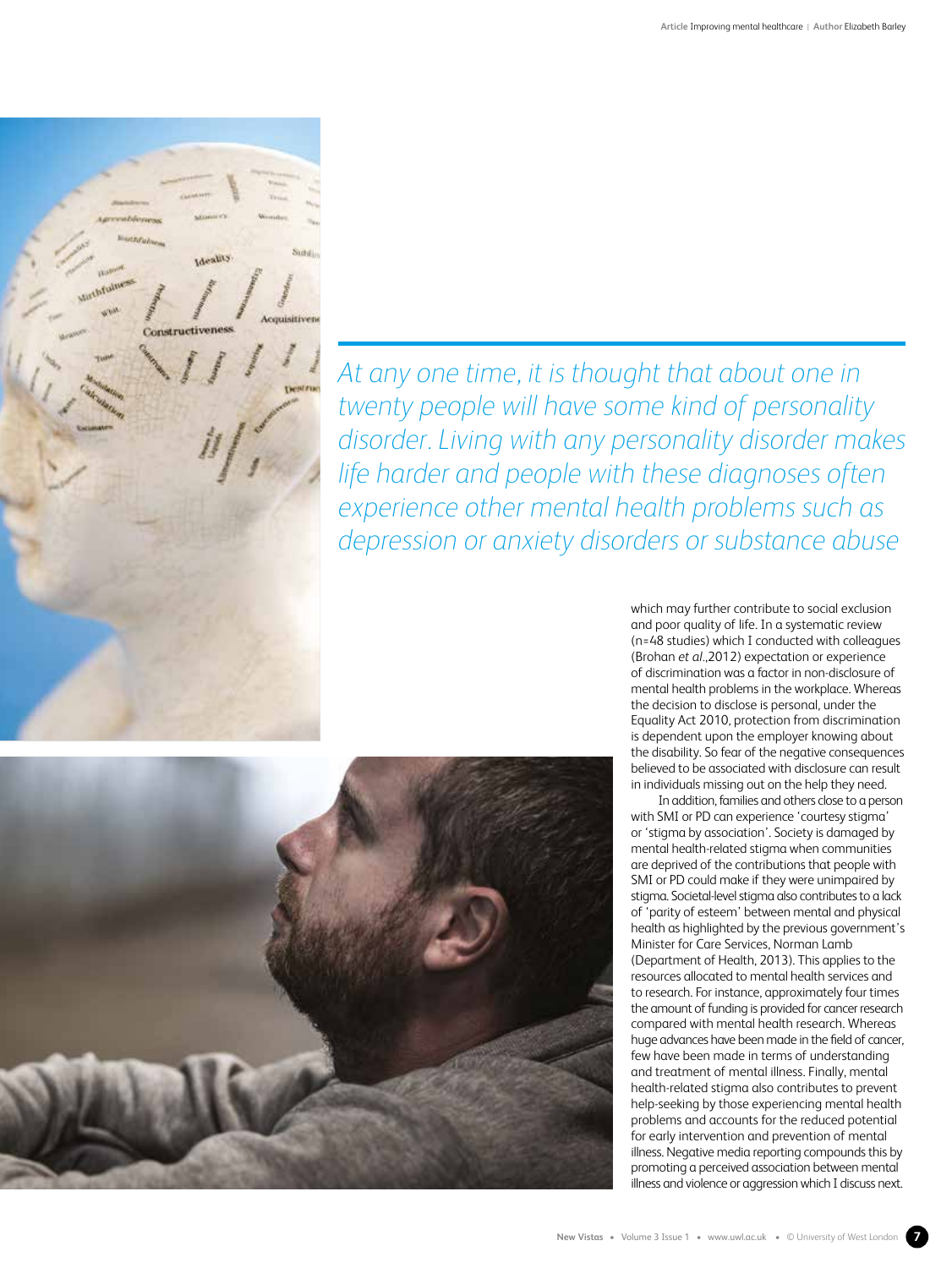*At any one time, it is thought that about one in twenty people will have some kind of personality disorder. Living with any personality disorder makes life harder and people with these diagnoses often experience other mental health problems such as depression or anxiety disorders or substance abuse*

which may further contribute to social exclusion and poor quality of life. In a systematic review (n=48 studies) which I conducted with colleagues (Brohan *et al.*,2012) expectation or experience of discrimination was a factor in non-disclosure of mental health problems in the workplace. Whereas the decision to disclose is personal, under the Equality Act 2010, protection from discrimination is dependent upon the employer knowing about the disability. So fear of the negative consequences believed to be associated with disclosure can result in individuals missing out on the help they need.

In addition, families and others close to a person with SMI or PD can experience 'courtesy stigma' or 'stigma by association'. Society is damaged by mental health-related stigma when communities are deprived of the contributions that people with SMI or PD could make if they were unimpaired by stigma. Societal-level stigma also contributes to a lack of 'parity of esteem' between mental and physical health as highlighted by the previous government's Minister for Care Services, Norman Lamb (Department of Health, 2013). This applies to the resources allocated to mental health services and to research. For instance, approximately four times the amount of funding is provided for cancer research compared with mental health research. Whereas huge advances have been made in the field of cancer, few have been made in terms of understanding and treatment of mental illness. Finally, mental health-related stigma also contributes to prevent help-seeking by those experiencing mental health problems and accounts for the reduced potential for early intervention and prevention of mental illness. Negative media reporting compounds this by promoting a perceived association between mental illness and violence or aggression which I discuss next.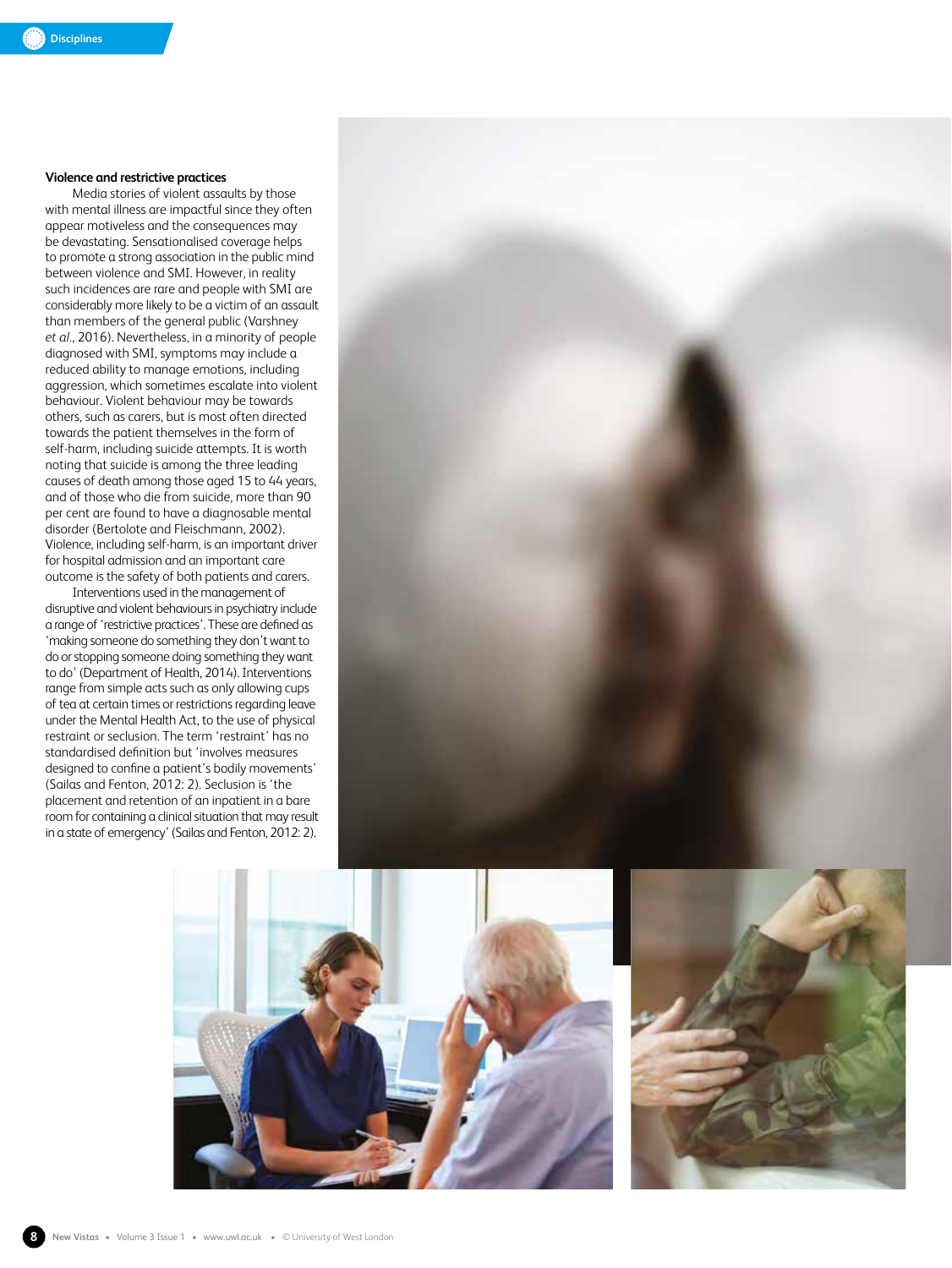**Violence and restrictive practices**

Media stories of violent assaults by those with mental illness are impactful since they often appear motiveless and the consequences may be devastating. Sensationalised coverage helps to promote a strong association in the public mind between violence and SMI. However, in reality such incidences are rare and people with SMI are considerably more likely to be a victim of an assault than members of the general public (Varshney *et al.*, 2016). Nevertheless, in a minority of people diagnosed with SMI, symptoms may include a reduced ability to manage emotions, including aggression, which sometimes escalate into violent behaviour. Violent behaviour may be towards others, such as carers, but is most often directed towards the patient themselves in the form of self-harm, including suicide attempts. It is worth noting that suicide is among the three leading causes of death among those aged 15 to 44 years, and of those who die from suicide, more than 90 per cent are found to have a diagnosable mental disorder (Bertolote and Fleischmann, 2002). Violence, including self-harm, is an important driver for hospital admission and an important care outcome is the safety of both patients and carers.

Interventions used in the management of disruptive and violent behaviours in psychiatry include a range of 'restrictive practices'. These are defined as 'making someone do something they don't want to do or stopping someone doing something they want to do' (Department of Health, 2014). Interventions range from simple acts such as only allowing cups of tea at certain times or restrictions regarding leave under the Mental Health Act, to the use of physical restraint or seclusion. The term 'restraint' has no standardised definition but 'involves measures designed to confine a patient's bodily movements' (Sailas and Fenton, 2012: 2). Seclusion is 'the placement and retention of an inpatient in a bare room for containing a clinical situation that may result in a state of emergency' (Sailas and Fenton, 2012: 2).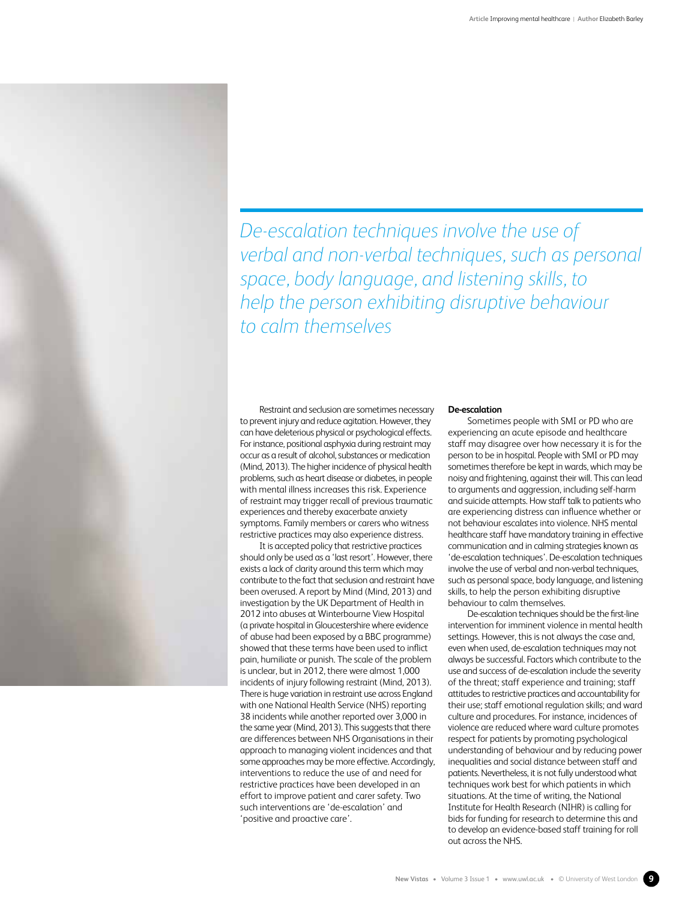*De-escalation techniques involve the use of verbal and non-verbal techniques, such as personal space, body language, and listening skills, to help the person exhibiting disruptive behaviour to calm themselves*

Restraint and seclusion are sometimes necessary to prevent injury and reduce agitation. However, they can have deleterious physical or psychological effects. For instance, positional asphyxia during restraint may occur as a result of alcohol, substances or medication (Mind, 2013). The higher incidence of physical health problems, such as heart disease or diabetes, in people with mental illness increases this risk. Experience of restraint may trigger recall of previous traumatic experiences and thereby exacerbate anxiety symptoms. Family members or carers who witness restrictive practices may also experience distress.

It is accepted policy that restrictive practices should only be used as a 'last resort'. However, there exists a lack of clarity around this term which may contribute to the fact that seclusion and restraint have been overused. A report by Mind (Mind, 2013) and investigation by the UK Department of Health in 2012 into abuses at Winterbourne View Hospital (a private hospital in Gloucestershire where evidence of abuse had been exposed by a BBC programme) showed that these terms have been used to inflict pain, humiliate or punish. The scale of the problem is unclear, but in 2012, there were almost 1,000 incidents of injury following restraint (Mind, 2013). There is huge variation in restraint use across England with one National Health Service (NHS) reporting 38 incidents while another reported over 3,000 in the same year (Mind, 2013). This suggests that there are differences between NHS Organisations in their approach to managing violent incidences and that some approaches may be more effective. Accordingly, interventions to reduce the use of and need for restrictive practices have been developed in an effort to improve patient and carer safety. Two such interventions are 'de-escalation' and 'positive and proactive care'.

**De-escalation**

Sometimes people with SMI or PD who are experiencing an acute episode and healthcare staff may disagree over how necessary it is for the person to be in hospital. People with SMI or PD may sometimes therefore be kept in wards, which may be noisy and frightening, against their will. This can lead to arguments and aggression, including self-harm and suicide attempts. How staff talk to patients who are experiencing distress can influence whether or not behaviour escalates into violence. NHS mental healthcare staff have mandatory training in effective communication and in calming strategies known as 'de-escalation techniques'. De-escalation techniques involve the use of verbal and non-verbal techniques, such as personal space, body language, and listening skills, to help the person exhibiting disruptive behaviour to calm themselves.

De-escalation techniques should be the first-line intervention for imminent violence in mental health settings. However, this is not always the case and, even when used, de-escalation techniques may not always be successful. Factors which contribute to the use and success of de-escalation include the severity of the threat; staff experience and training; staff attitudes to restrictive practices and accountability for their use; staff emotional regulation skills; and ward culture and procedures. For instance, incidences of violence are reduced where ward culture promotes respect for patients by promoting psychological understanding of behaviour and by reducing power inequalities and social distance between staff and patients. Nevertheless, it is not fully understood what techniques work best for which patients in which situations. At the time of writing, the National Institute for Health Research (NIHR) is calling for bids for funding for research to determine this and to develop an evidence-based staff training for roll out across the NHS.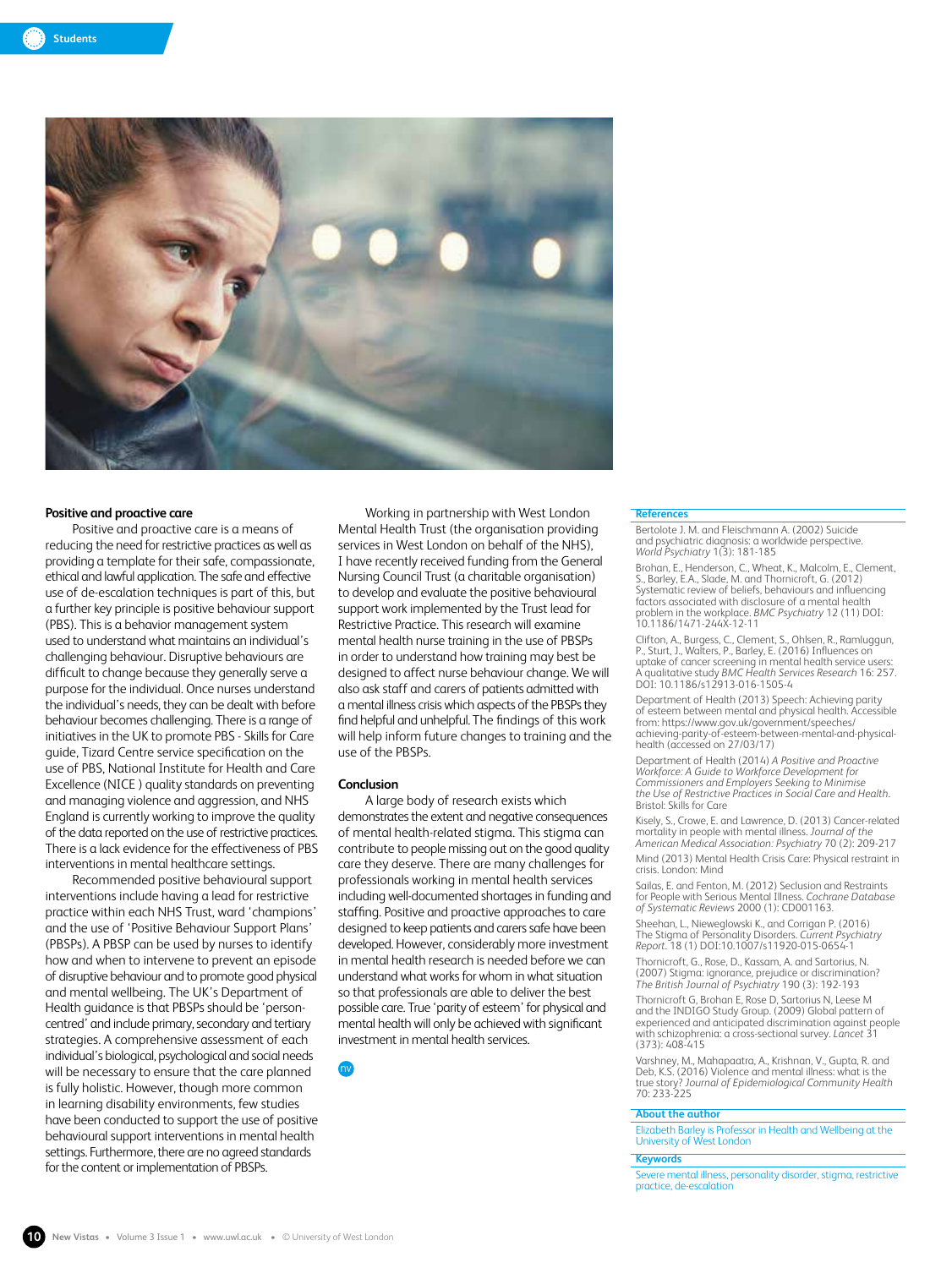### Positive and proactive care

Positive and proactive care is a means of reducing the need for restrictive practices as well as providing a template for their safe, compassionate, ethical and lawful application. The safe and effective use of de-escalation techniques is part of this, but a further key principle is positive behaviour support (PBS). This is a behavior management system used to understand what maintains an individual's challenging behaviour. Disruptive behaviours are difficult to change because they generally serve a purpose for the individual. Once nurses understand the individual's needs, they can be dealt with before behaviour becomes challenging. There is a range of initiatives in the UK to promote PBS - Skills for Care guide, Tizard Centre service specification on the use of PBS, National Institute for Health and Care Excellence (NICE ) quality standards on preventing and managing violence and aggression, and NHS England is currently working to improve the quality of the data reported on the use of restrictive practices. There is a lack evidence for the effectiveness of PBS interventions in mental healthcare settings.

Recommended positive behavioural support interventions include having a lead for restrictive practice within each NHS Trust, ward 'champions' and the use of 'Positive Behaviour Support Plans' (PBSPs). A PBSP can be used by nurses to identify how and when to intervene to prevent an episode of disruptive behaviour and to promote good physical and mental wellbeing. The UK's Department of Health guidance is that PBSPs should be 'person-centred' and include primary, secondary and tertiary strategies. A comprehensive assessment of each individual's biological, psychological and social needs will be necessary to ensure that the care planned is fully holistic. However, though more common in learning disability environments, few studies have been conducted to support the use of positive behavioural support interventions in mental health settings. Furthermore, there are no agreed standards for the content or implementation of PBSPs.

Working in partnership with West London Mental Health Trust (the organisation providing services in West London on behalf of the NHS), I have recently received funding from the General Nursing Council Trust (a charitable organisation) to develop and evaluate the positive behavioural support work implemented by the Trust lead for Restrictive Practice. This research will examine mental health nurse training in the use of PBSPs in order to understand how training may best be designed to affect nurse behaviour change. We will also ask staff and carers of patients admitted with a mental illness crisis which aspects of the PBSPs they find helpful and unhelpful. The findings of this work will help inform future changes to training and the use of the PBSPs.

### Conclusion

A large body of research exists which demonstrates the extent and negative consequences of mental health-related stigma. This stigma can contribute to people missing out on the good quality care they deserve. There are many challenges for professionals working in mental health services including well-documented shortages in funding and staffing. Positive and proactive approaches to care designed to keep patients and carers safe have been developed. However, considerably more investment in mental health research is needed before we can understand what works for whom in what situation so that professionals are able to deliver the best possible care. True 'parity of esteem' for physical and mental health will only be achieved with significant investment in mental health services.

### References

Bertolote J. M. and Fleischmann A. (2002) Suicide and psychiatric diagnosis: a worldwide perspective. *World Psychiatry* 1(3): 181-185

Brohan, E., Henderson, C., Wheat, K., Malcolm, E., Clement, S., Barley, E.A., Slade, M. and Thornicroft, G. (2012) Systematic review of beliefs, behaviours and influencing factors associated with disclosure of a mental health problem in the workplace. *BMC Psychiatry* 12 (11) DOI: 10.1186/1471-244X-12-11

Clifton, A., Burgess, C., Clement, S., Ohlsen, R., Ramluggun, P., Sturt, J., Walters, P., Barley, E. (2016) Influences on uptake of cancer screening in mental health service users: A qualitative study *BMC Health Services Research* 16: 257. DOI: 10.1186/s12913-016-1505-4

Department of Health (2013) Speech: Achieving parity of esteem between mental and physical health. Accessible from: https://www.gov.uk/government/speeches/achieving-parity-of-esteem-between-mental-and-physical-health (accessed on 27/03/17)

Department of Health (2014) *A Positive and Proactive Workforce: A Guide to Workforce Development for Commissioners and Employers Seeking to Minimise the Use of Restrictive Practices in Social Care and Health.* Bristol: Skills for Care

Kisely, S., Crowe, E. and Lawrence, D. (2013) Cancer-related mortality in people with mental illness. *Journal of the American Medical Association: Psychiatry* 70 (2): 209-217

Mind (2013) Mental Health Crisis Care: Physical restraint in crisis. London: Mind

Sailas, E. and Fenton, M. (2012) Seclusion and Restraints for People with Serious Mental Illness. *Cochrane Database of Systematic Reviews* 2000 (1): CD001163.

Sheehan, L., Nieweglowski K., and Corrigan P. (2016) The Stigma of Personality Disorders. *Current Psychiatry Report.* 18 (1) DOI:10.1007/s11920-015-0654-1

Thornicroft, G., Rose, D., Kassam, A. and Sartorius, N. (2007) Stigma: ignorance, prejudice or discrimination? *The British Journal of Psychiatry* 190 (3): 192-193

Thornicroft G, Brohan E, Rose D, Sartorius N, Leese M and the INDIGO Study Group. (2009) Global pattern of experienced and anticipated discrimination against people with schizophrenia: a cross-sectional survey. *Lancet* 31 (373): 408-415

Varshney, M., Mahapaatra, A., Krishnan, V., Gupta, R. and Deb, K.S. (2016) Violence and mental illness: what is the true story? *Journal of Epidemiological Community Health* 70: 233-225

### About the author

Elizabeth Barley is Professor in Health and Wellbeing at the University of West London

### Keywords

Severe mental illness, personality disorder, stigma, restrictive practice, de-escalation